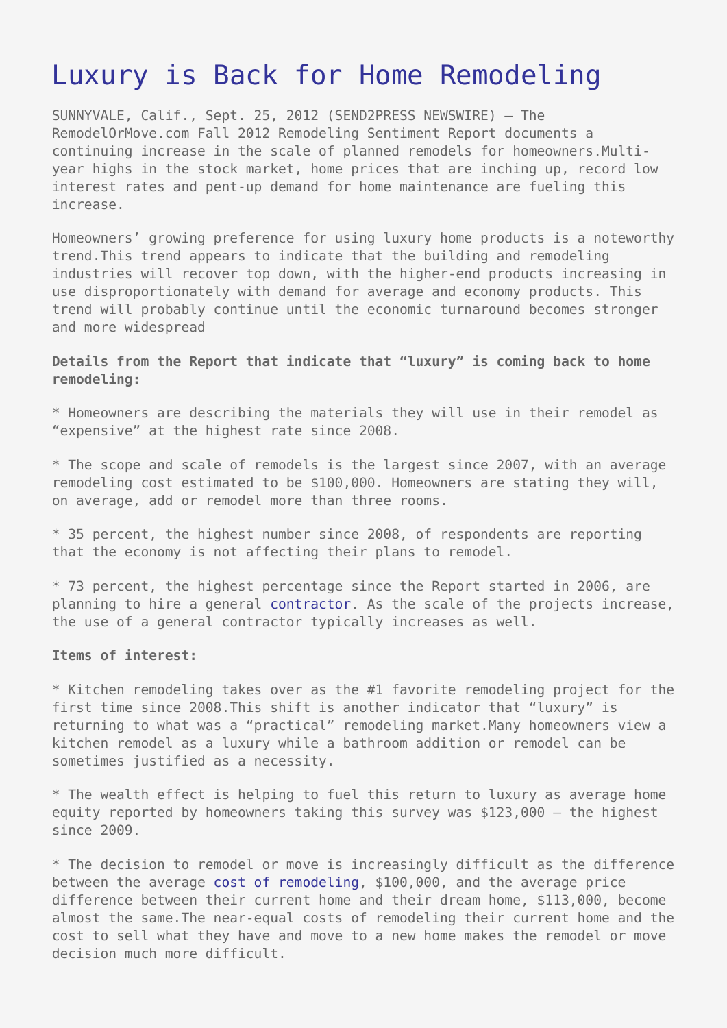# Luxury is Back for Home Remodeling

SUNNYVALE, Calif., Sept. 25, 2012 (SEND2PRESS NEWSWIRE) — The RemodelOrMove.com Fall 2012 Remodeling Sentiment Report documents a continuing increase in the scale of planned remodels for homeowners.Multi-year highs in the stock market, home prices that are inching up, record low interest rates and pent-up demand for home maintenance are fueling this increase.

Homeowners' growing preference for using luxury home products is a noteworthy trend.This trend appears to indicate that the building and remodeling industries will recover top down, with the higher-end products increasing in use disproportionately with demand for average and economy products. This trend will probably continue until the economic turnaround becomes stronger and more widespread

**Details from the Report that indicate that "luxury" is coming back to home remodeling:**

* Homeowners are describing the materials they will use in their remodel as "expensive" at the highest rate since 2008.

* The scope and scale of remodels is the largest since 2007, with an average remodeling cost estimated to be $100,000. Homeowners are stating they will, on average, add or remodel more than three rooms.

* 35 percent, the highest number since 2008, of respondents are reporting that the economy is not affecting their plans to remodel.

* 73 percent, the highest percentage since the Report started in 2006, are planning to hire a general contractor. As the scale of the projects increase, the use of a general contractor typically increases as well.

**Items of interest:**

* Kitchen remodeling takes over as the #1 favorite remodeling project for the first time since 2008.This shift is another indicator that "luxury" is returning to what was a "practical" remodeling market.Many homeowners view a kitchen remodel as a luxury while a bathroom addition or remodel can be sometimes justified as a necessity.

* The wealth effect is helping to fuel this return to luxury as average home equity reported by homeowners taking this survey was $123,000 — the highest since 2009.

* The decision to remodel or move is increasingly difficult as the difference between the average cost of remodeling, $100,000, and the average price difference between their current home and their dream home, $113,000, become almost the same.The near-equal costs of remodeling their current home and the cost to sell what they have and move to a new home makes the remodel or move decision much more difficult.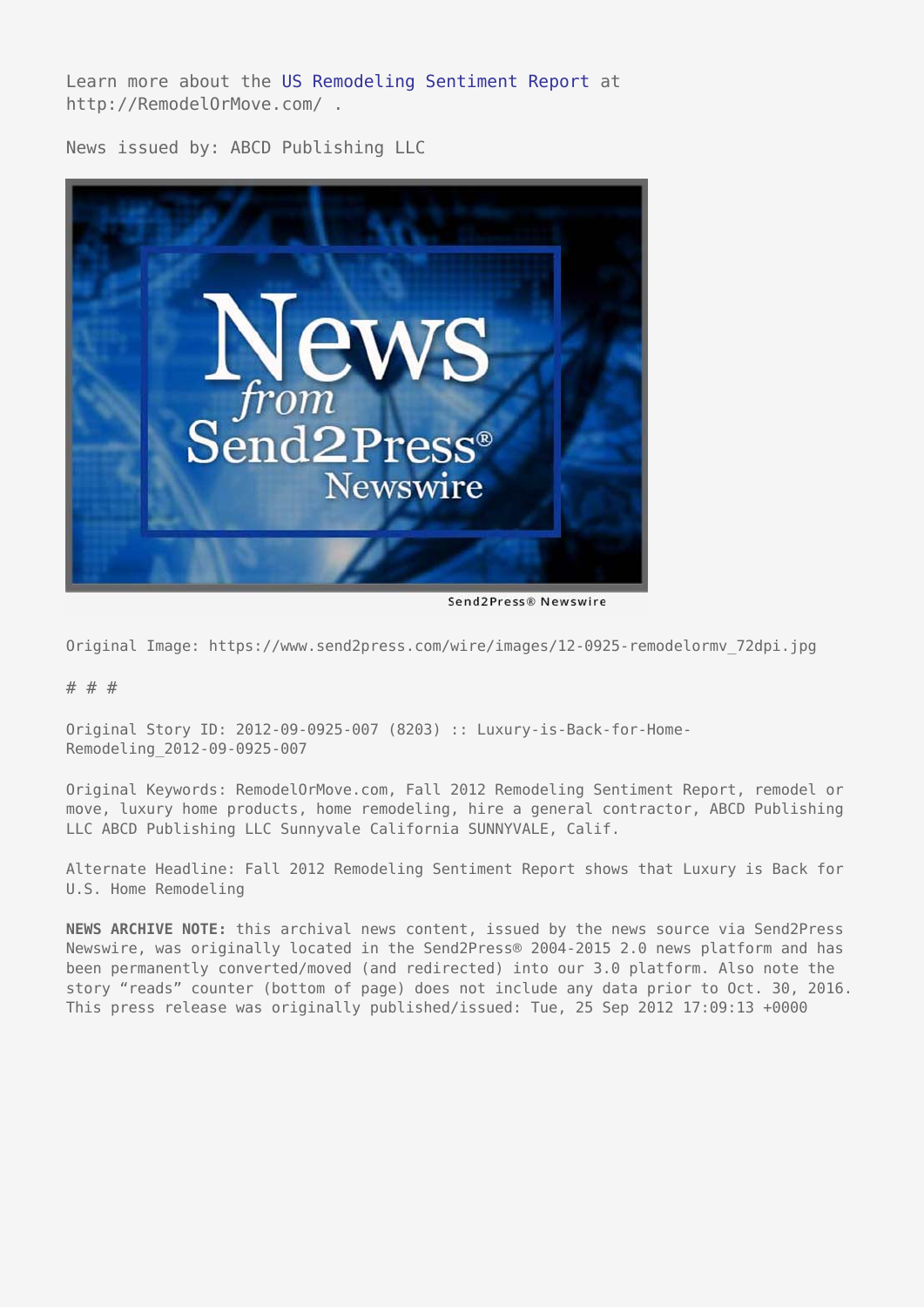Learn more about the US Remodeling Sentiment Report at http://RemodelOrMove.com/ .

News issued by: ABCD Publishing LLC

Send2Press® Newswire

Original Image: https://www.send2press.com/wire/images/12-0925-remodelormv_72dpi.jpg

# # #

Original Story ID: 2012-09-0925-007 (8203) :: Luxury-is-Back-for-Home-Remodeling_2012-09-0925-007

Original Keywords: RemodelOrMove.com, Fall 2012 Remodeling Sentiment Report, remodel or move, luxury home products, home remodeling, hire a general contractor, ABCD Publishing LLC ABCD Publishing LLC Sunnyvale California SUNNYVALE, Calif.

Alternate Headline: Fall 2012 Remodeling Sentiment Report shows that Luxury is Back for U.S. Home Remodeling

**NEWS ARCHIVE NOTE:** this archival news content, issued by the news source via Send2Press Newswire, was originally located in the Send2Press® 2004-2015 2.0 news platform and has been permanently converted/moved (and redirected) into our 3.0 platform. Also note the story "reads" counter (bottom of page) does not include any data prior to Oct. 30, 2016. This press release was originally published/issued: Tue, 25 Sep 2012 17:09:13 +0000